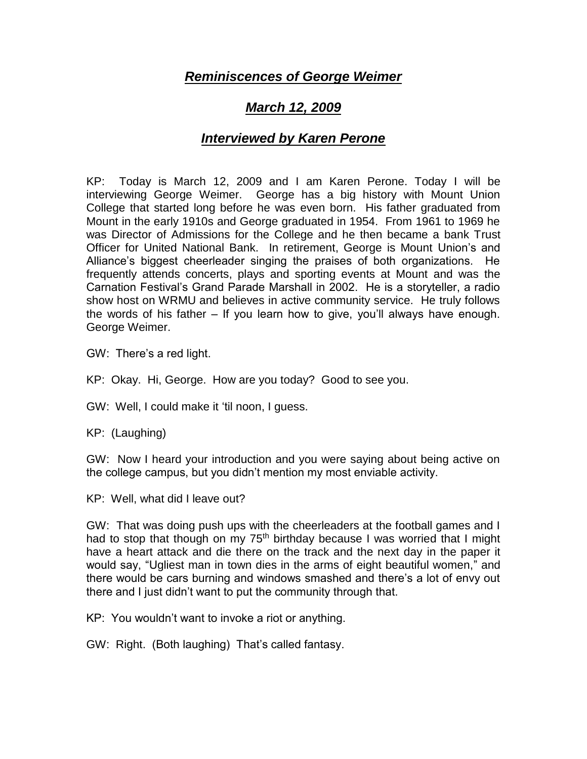# *Reminiscences of George Weimer*

## *March 12, 2009*

## *Interviewed by Karen Perone*

KP: Today is March 12, 2009 and I am Karen Perone. Today I will be interviewing George Weimer. George has a big history with Mount Union College that started long before he was even born. His father graduated from Mount in the early 1910s and George graduated in 1954. From 1961 to 1969 he was Director of Admissions for the College and he then became a bank Trust Officer for United National Bank. In retirement, George is Mount Union's and Alliance's biggest cheerleader singing the praises of both organizations. He frequently attends concerts, plays and sporting events at Mount and was the Carnation Festival's Grand Parade Marshall in 2002. He is a storyteller, a radio show host on WRMU and believes in active community service. He truly follows the words of his father – If you learn how to give, you'll always have enough. George Weimer.

GW: There's a red light.

KP: Okay. Hi, George. How are you today? Good to see you.

GW: Well, I could make it 'til noon, I guess.

KP: (Laughing)

GW: Now I heard your introduction and you were saying about being active on the college campus, but you didn't mention my most enviable activity.

KP: Well, what did I leave out?

GW: That was doing push ups with the cheerleaders at the football games and I had to stop that though on my 75th birthday because I was worried that I might have a heart attack and die there on the track and the next day in the paper it would say, "Ugliest man in town dies in the arms of eight beautiful women," and there would be cars burning and windows smashed and there's a lot of envy out there and I just didn't want to put the community through that.

KP: You wouldn't want to invoke a riot or anything.

GW: Right. (Both laughing) That's called fantasy.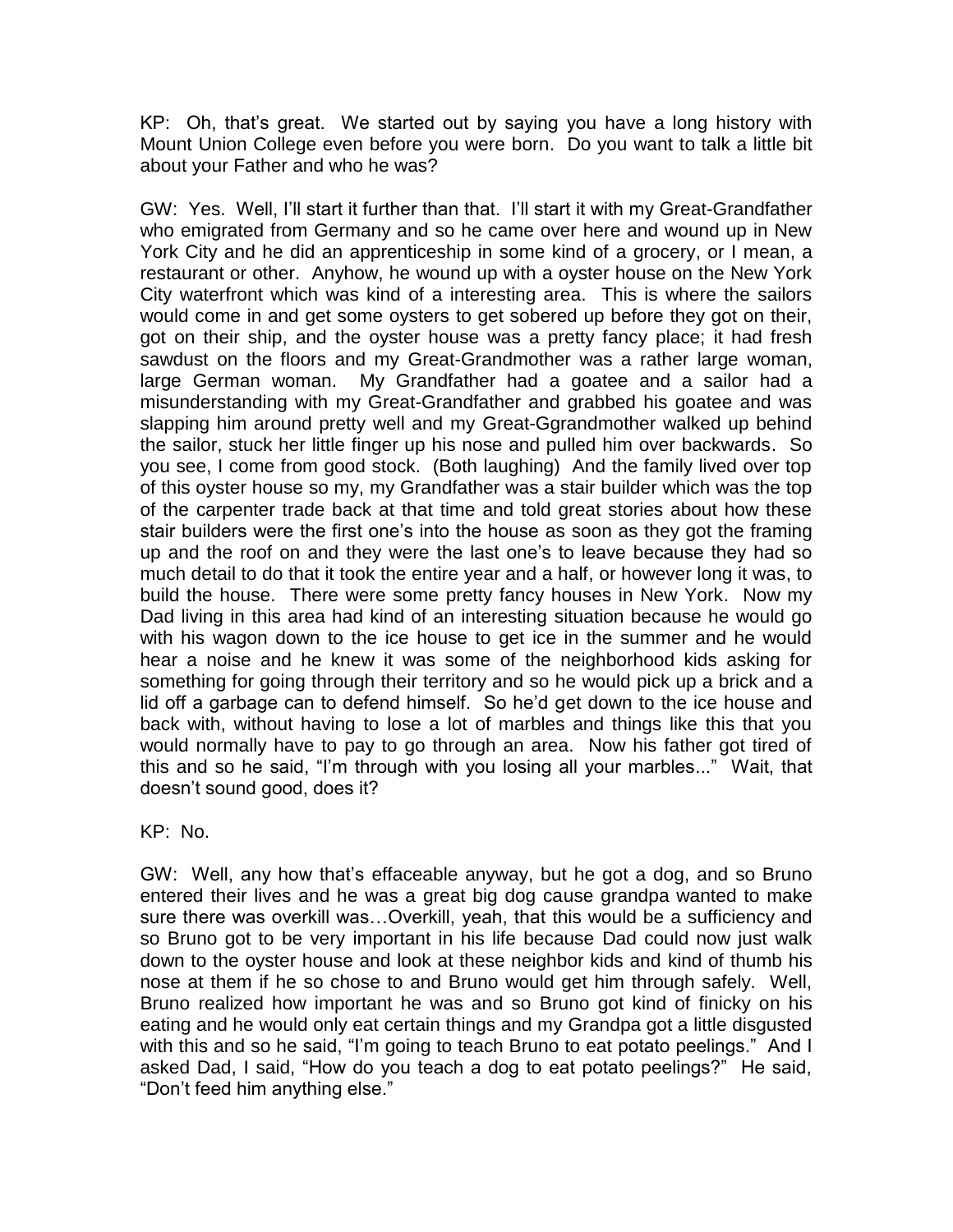KP: Oh, that's great. We started out by saying you have a long history with Mount Union College even before you were born. Do you want to talk a little bit about your Father and who he was?

GW: Yes. Well, I'll start it further than that. I'll start it with my Great-Grandfather who emigrated from Germany and so he came over here and wound up in New York City and he did an apprenticeship in some kind of a grocery, or I mean, a restaurant or other. Anyhow, he wound up with a oyster house on the New York City waterfront which was kind of a interesting area. This is where the sailors would come in and get some oysters to get sobered up before they got on their, got on their ship, and the oyster house was a pretty fancy place; it had fresh sawdust on the floors and my Great-Grandmother was a rather large woman, large German woman. My Grandfather had a goatee and a sailor had a misunderstanding with my Great-Grandfather and grabbed his goatee and was slapping him around pretty well and my Great-Ggrandmother walked up behind the sailor, stuck her little finger up his nose and pulled him over backwards. So you see, I come from good stock. (Both laughing) And the family lived over top of this oyster house so my, my Grandfather was a stair builder which was the top of the carpenter trade back at that time and told great stories about how these stair builders were the first one's into the house as soon as they got the framing up and the roof on and they were the last one's to leave because they had so much detail to do that it took the entire year and a half, or however long it was, to build the house. There were some pretty fancy houses in New York. Now my Dad living in this area had kind of an interesting situation because he would go with his wagon down to the ice house to get ice in the summer and he would hear a noise and he knew it was some of the neighborhood kids asking for something for going through their territory and so he would pick up a brick and a lid off a garbage can to defend himself. So he'd get down to the ice house and back with, without having to lose a lot of marbles and things like this that you would normally have to pay to go through an area. Now his father got tired of this and so he said, "I'm through with you losing all your marbles..." Wait, that doesn't sound good, does it?

KP: No.

GW: Well, any how that's effaceable anyway, but he got a dog, and so Bruno entered their lives and he was a great big dog cause grandpa wanted to make sure there was overkill was…Overkill, yeah, that this would be a sufficiency and so Bruno got to be very important in his life because Dad could now just walk down to the oyster house and look at these neighbor kids and kind of thumb his nose at them if he so chose to and Bruno would get him through safely. Well, Bruno realized how important he was and so Bruno got kind of finicky on his eating and he would only eat certain things and my Grandpa got a little disgusted with this and so he said, "I'm going to teach Bruno to eat potato peelings." And I asked Dad, I said, "How do you teach a dog to eat potato peelings?" He said, "Don't feed him anything else."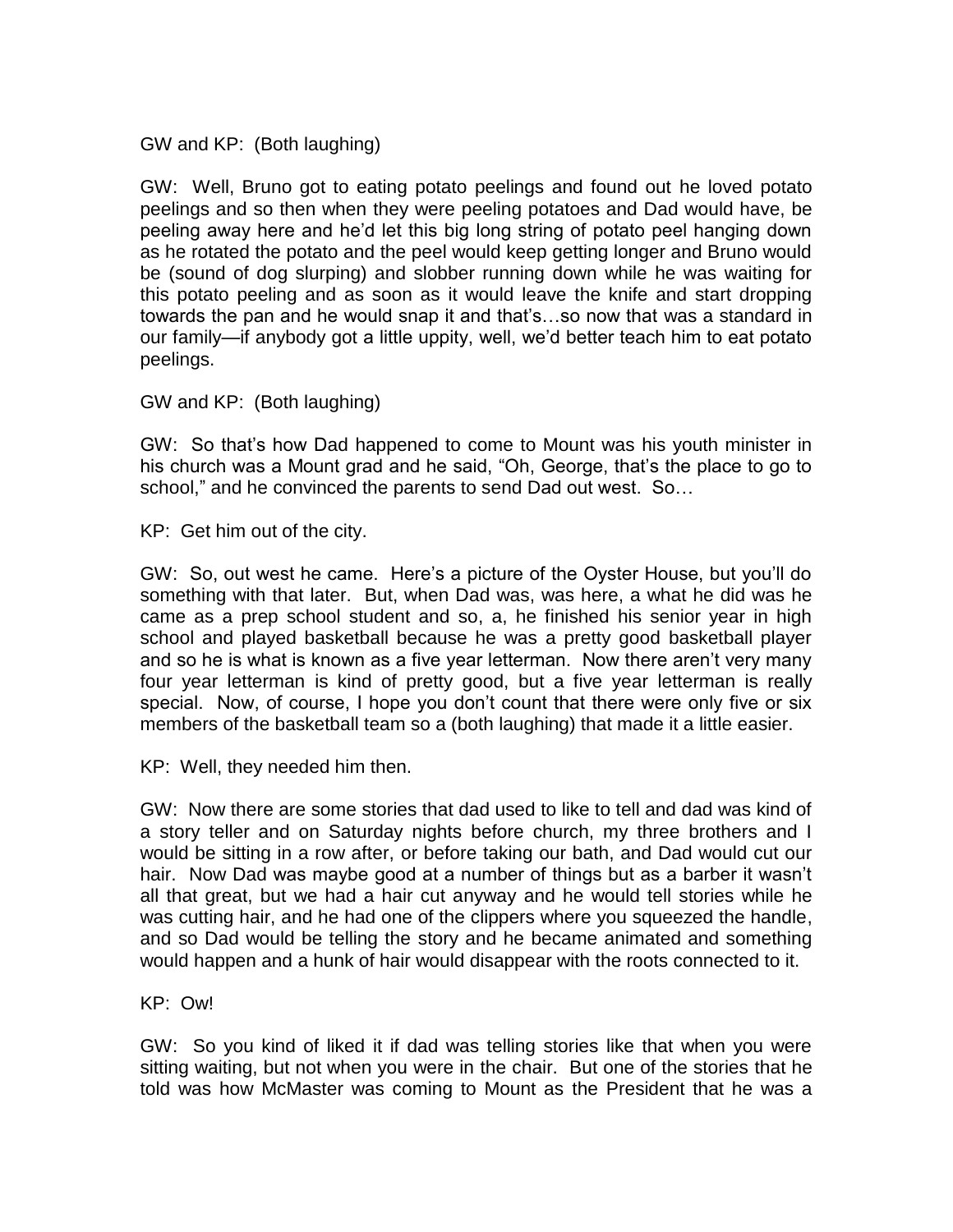GW and KP: (Both laughing)

GW: Well, Bruno got to eating potato peelings and found out he loved potato peelings and so then when they were peeling potatoes and Dad would have, be peeling away here and he'd let this big long string of potato peel hanging down as he rotated the potato and the peel would keep getting longer and Bruno would be (sound of dog slurping) and slobber running down while he was waiting for this potato peeling and as soon as it would leave the knife and start dropping towards the pan and he would snap it and that's…so now that was a standard in our family—if anybody got a little uppity, well, we'd better teach him to eat potato peelings.

GW and KP: (Both laughing)

GW: So that's how Dad happened to come to Mount was his youth minister in his church was a Mount grad and he said, "Oh, George, that's the place to go to school," and he convinced the parents to send Dad out west. So…

KP: Get him out of the city.

GW: So, out west he came. Here's a picture of the Oyster House, but you'll do something with that later. But, when Dad was, was here, a what he did was he came as a prep school student and so, a, he finished his senior year in high school and played basketball because he was a pretty good basketball player and so he is what is known as a five year letterman. Now there aren't very many four year letterman is kind of pretty good, but a five year letterman is really special. Now, of course, I hope you don't count that there were only five or six members of the basketball team so a (both laughing) that made it a little easier.

KP: Well, they needed him then.

GW: Now there are some stories that dad used to like to tell and dad was kind of a story teller and on Saturday nights before church, my three brothers and I would be sitting in a row after, or before taking our bath, and Dad would cut our hair. Now Dad was maybe good at a number of things but as a barber it wasn't all that great, but we had a hair cut anyway and he would tell stories while he was cutting hair, and he had one of the clippers where you squeezed the handle, and so Dad would be telling the story and he became animated and something would happen and a hunk of hair would disappear with the roots connected to it.

KP: Ow!

GW: So you kind of liked it if dad was telling stories like that when you were sitting waiting, but not when you were in the chair. But one of the stories that he told was how McMaster was coming to Mount as the President that he was a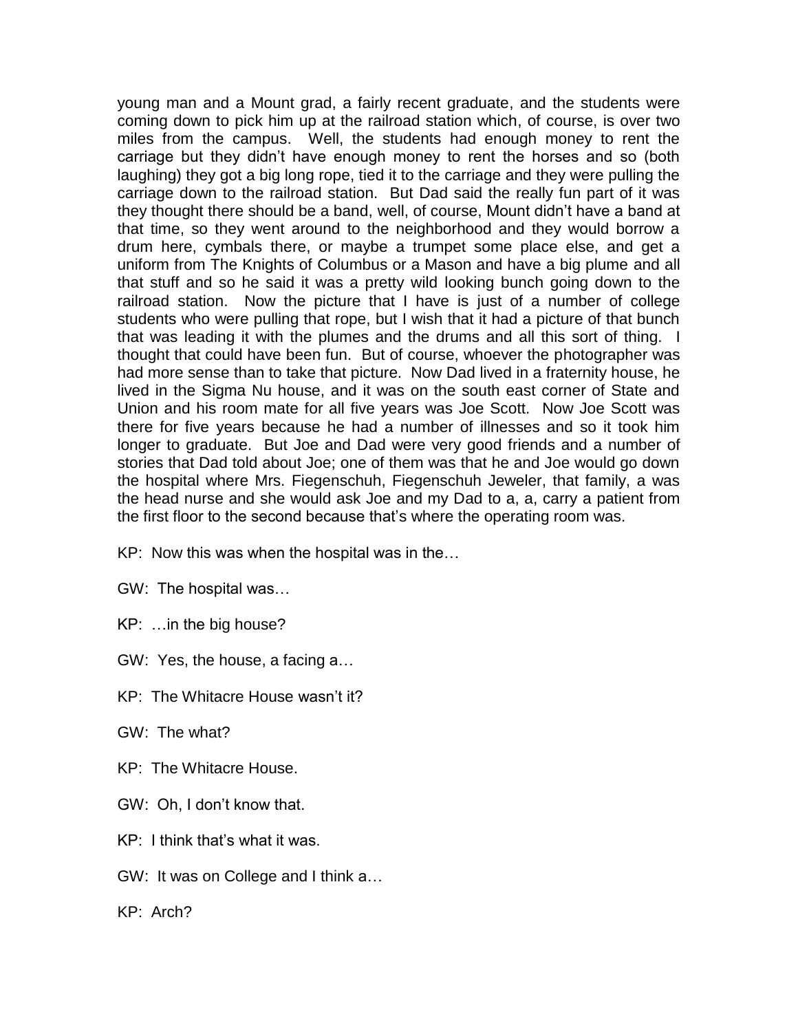young man and a Mount grad, a fairly recent graduate, and the students were coming down to pick him up at the railroad station which, of course, is over two miles from the campus. Well, the students had enough money to rent the carriage but they didn't have enough money to rent the horses and so (both laughing) they got a big long rope, tied it to the carriage and they were pulling the carriage down to the railroad station. But Dad said the really fun part of it was they thought there should be a band, well, of course, Mount didn't have a band at that time, so they went around to the neighborhood and they would borrow a drum here, cymbals there, or maybe a trumpet some place else, and get a uniform from The Knights of Columbus or a Mason and have a big plume and all that stuff and so he said it was a pretty wild looking bunch going down to the railroad station. Now the picture that I have is just of a number of college students who were pulling that rope, but I wish that it had a picture of that bunch that was leading it with the plumes and the drums and all this sort of thing. I thought that could have been fun. But of course, whoever the photographer was had more sense than to take that picture. Now Dad lived in a fraternity house, he lived in the Sigma Nu house, and it was on the south east corner of State and Union and his room mate for all five years was Joe Scott. Now Joe Scott was there for five years because he had a number of illnesses and so it took him longer to graduate. But Joe and Dad were very good friends and a number of stories that Dad told about Joe; one of them was that he and Joe would go down the hospital where Mrs. Fiegenschuh, Fiegenschuh Jeweler, that family, a was the head nurse and she would ask Joe and my Dad to a, a, carry a patient from the first floor to the second because that's where the operating room was.

KP: Now this was when the hospital was in the…

GW: The hospital was…

KP: …in the big house?

GW: Yes, the house, a facing a…

KP: The Whitacre House wasn't it?

GW: The what?

KP: The Whitacre House.

GW: Oh, I don't know that.

KP: I think that's what it was.

GW: It was on College and I think a…

KP: Arch?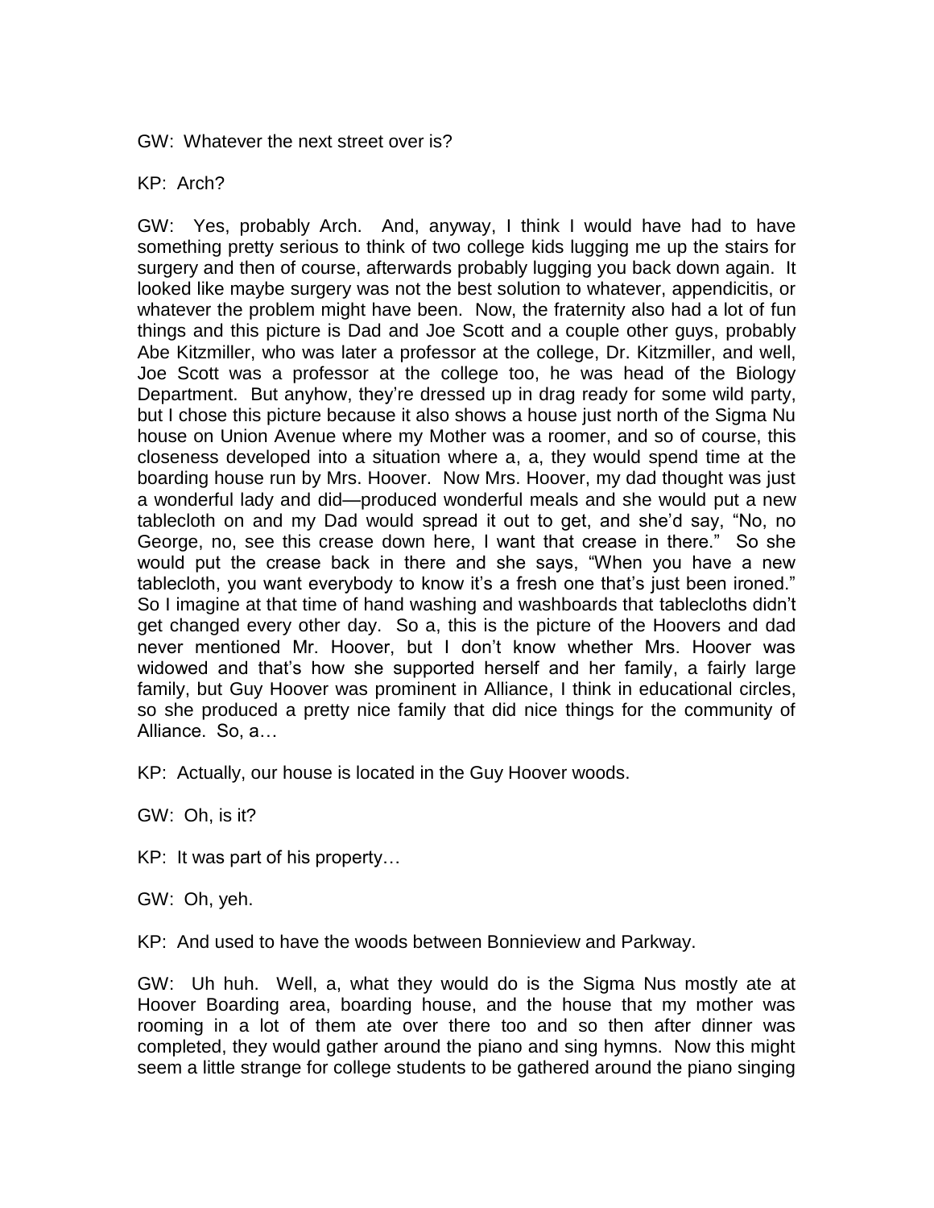GW: Whatever the next street over is?

KP: Arch?

GW: Yes, probably Arch. And, anyway, I think I would have had to have something pretty serious to think of two college kids lugging me up the stairs for surgery and then of course, afterwards probably lugging you back down again. It looked like maybe surgery was not the best solution to whatever, appendicitis, or whatever the problem might have been. Now, the fraternity also had a lot of fun things and this picture is Dad and Joe Scott and a couple other guys, probably Abe Kitzmiller, who was later a professor at the college, Dr. Kitzmiller, and well, Joe Scott was a professor at the college too, he was head of the Biology Department. But anyhow, they're dressed up in drag ready for some wild party, but I chose this picture because it also shows a house just north of the Sigma Nu house on Union Avenue where my Mother was a roomer, and so of course, this closeness developed into a situation where a, a, they would spend time at the boarding house run by Mrs. Hoover. Now Mrs. Hoover, my dad thought was just a wonderful lady and did—produced wonderful meals and she would put a new tablecloth on and my Dad would spread it out to get, and she'd say, "No, no George, no, see this crease down here, I want that crease in there." So she would put the crease back in there and she says, "When you have a new tablecloth, you want everybody to know it's a fresh one that's just been ironed." So I imagine at that time of hand washing and washboards that tablecloths didn't get changed every other day. So a, this is the picture of the Hoovers and dad never mentioned Mr. Hoover, but I don't know whether Mrs. Hoover was widowed and that's how she supported herself and her family, a fairly large family, but Guy Hoover was prominent in Alliance, I think in educational circles, so she produced a pretty nice family that did nice things for the community of Alliance. So, a…

KP: Actually, our house is located in the Guy Hoover woods.

GW: Oh, is it?

KP: It was part of his property…

GW: Oh, yeh.

KP: And used to have the woods between Bonnieview and Parkway.

GW: Uh huh. Well, a, what they would do is the Sigma Nus mostly ate at Hoover Boarding area, boarding house, and the house that my mother was rooming in a lot of them ate over there too and so then after dinner was completed, they would gather around the piano and sing hymns. Now this might seem a little strange for college students to be gathered around the piano singing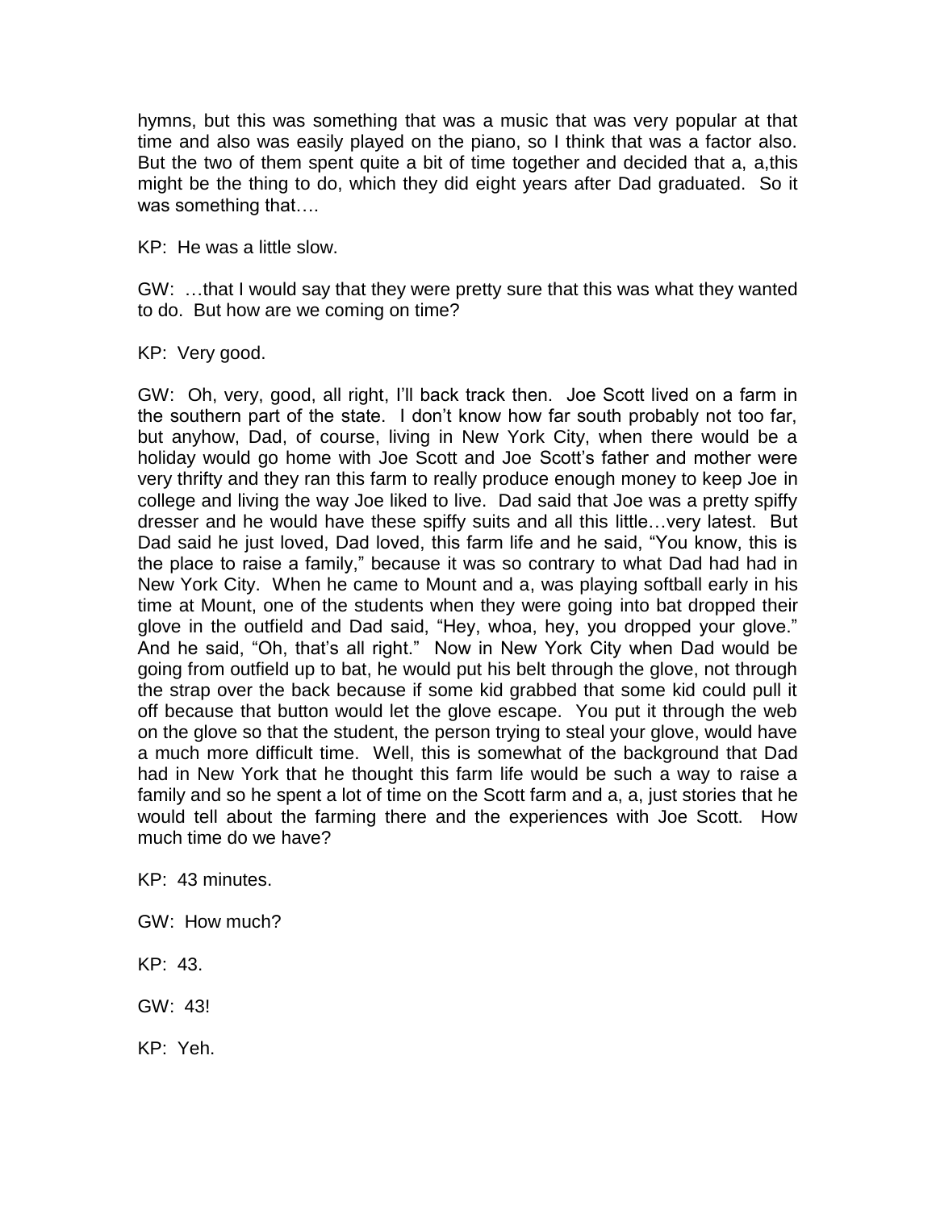hymns, but this was something that was a music that was very popular at that time and also was easily played on the piano, so I think that was a factor also. But the two of them spent quite a bit of time together and decided that a, a,this might be the thing to do, which they did eight years after Dad graduated. So it was something that….

KP: He was a little slow.

GW: …that I would say that they were pretty sure that this was what they wanted to do. But how are we coming on time?

KP: Very good.

GW: Oh, very, good, all right, I'll back track then. Joe Scott lived on a farm in the southern part of the state. I don't know how far south probably not too far, but anyhow, Dad, of course, living in New York City, when there would be a holiday would go home with Joe Scott and Joe Scott's father and mother were very thrifty and they ran this farm to really produce enough money to keep Joe in college and living the way Joe liked to live. Dad said that Joe was a pretty spiffy dresser and he would have these spiffy suits and all this little…very latest. But Dad said he just loved, Dad loved, this farm life and he said, "You know, this is the place to raise a family," because it was so contrary to what Dad had had in New York City. When he came to Mount and a, was playing softball early in his time at Mount, one of the students when they were going into bat dropped their glove in the outfield and Dad said, "Hey, whoa, hey, you dropped your glove." And he said, "Oh, that's all right." Now in New York City when Dad would be going from outfield up to bat, he would put his belt through the glove, not through the strap over the back because if some kid grabbed that some kid could pull it off because that button would let the glove escape. You put it through the web on the glove so that the student, the person trying to steal your glove, would have a much more difficult time. Well, this is somewhat of the background that Dad had in New York that he thought this farm life would be such a way to raise a family and so he spent a lot of time on the Scott farm and a, a, just stories that he would tell about the farming there and the experiences with Joe Scott. How much time do we have?

KP: 43 minutes.

GW: How much?

KP: 43.

GW: 43!

KP: Yeh.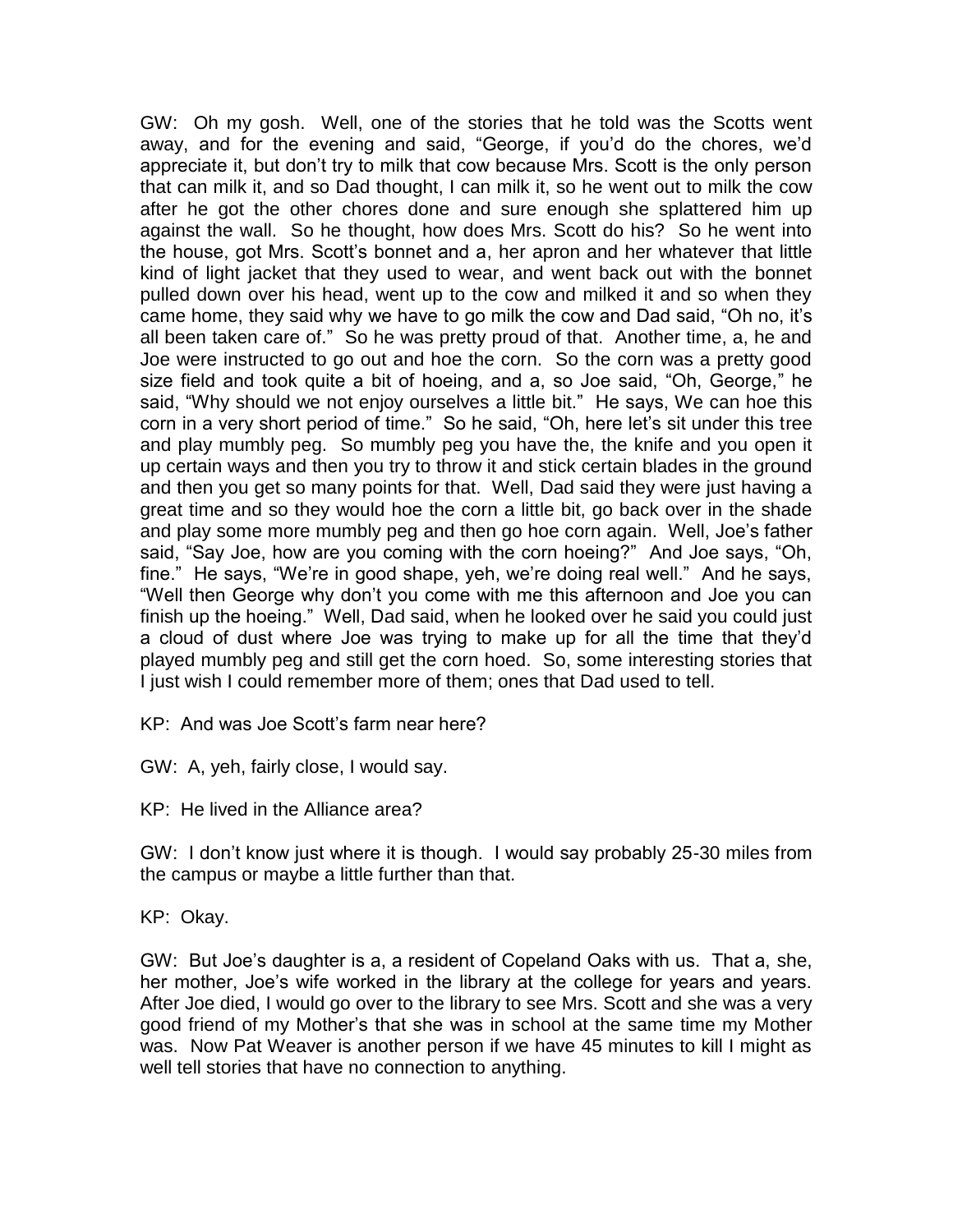GW: Oh my gosh. Well, one of the stories that he told was the Scotts went away, and for the evening and said, "George, if you'd do the chores, we'd appreciate it, but don't try to milk that cow because Mrs. Scott is the only person that can milk it, and so Dad thought, I can milk it, so he went out to milk the cow after he got the other chores done and sure enough she splattered him up against the wall. So he thought, how does Mrs. Scott do his? So he went into the house, got Mrs. Scott's bonnet and a, her apron and her whatever that little kind of light jacket that they used to wear, and went back out with the bonnet pulled down over his head, went up to the cow and milked it and so when they came home, they said why we have to go milk the cow and Dad said, "Oh no, it's all been taken care of." So he was pretty proud of that. Another time, a, he and Joe were instructed to go out and hoe the corn. So the corn was a pretty good size field and took quite a bit of hoeing, and a, so Joe said, "Oh, George," he said, "Why should we not enjoy ourselves a little bit." He says, We can hoe this corn in a very short period of time." So he said, "Oh, here let's sit under this tree and play mumbly peg. So mumbly peg you have the, the knife and you open it up certain ways and then you try to throw it and stick certain blades in the ground and then you get so many points for that. Well, Dad said they were just having a great time and so they would hoe the corn a little bit, go back over in the shade and play some more mumbly peg and then go hoe corn again. Well, Joe's father said, "Say Joe, how are you coming with the corn hoeing?" And Joe says, "Oh, fine." He says, "We're in good shape, yeh, we're doing real well." And he says, "Well then George why don't you come with me this afternoon and Joe you can finish up the hoeing." Well, Dad said, when he looked over he said you could just a cloud of dust where Joe was trying to make up for all the time that they'd played mumbly peg and still get the corn hoed. So, some interesting stories that I just wish I could remember more of them; ones that Dad used to tell.

KP: And was Joe Scott's farm near here?

GW: A, yeh, fairly close, I would say.

KP: He lived in the Alliance area?

GW: I don't know just where it is though. I would say probably 25-30 miles from the campus or maybe a little further than that.

KP: Okay.

GW: But Joe's daughter is a, a resident of Copeland Oaks with us. That a, she, her mother, Joe's wife worked in the library at the college for years and years. After Joe died, I would go over to the library to see Mrs. Scott and she was a very good friend of my Mother's that she was in school at the same time my Mother was. Now Pat Weaver is another person if we have 45 minutes to kill I might as well tell stories that have no connection to anything.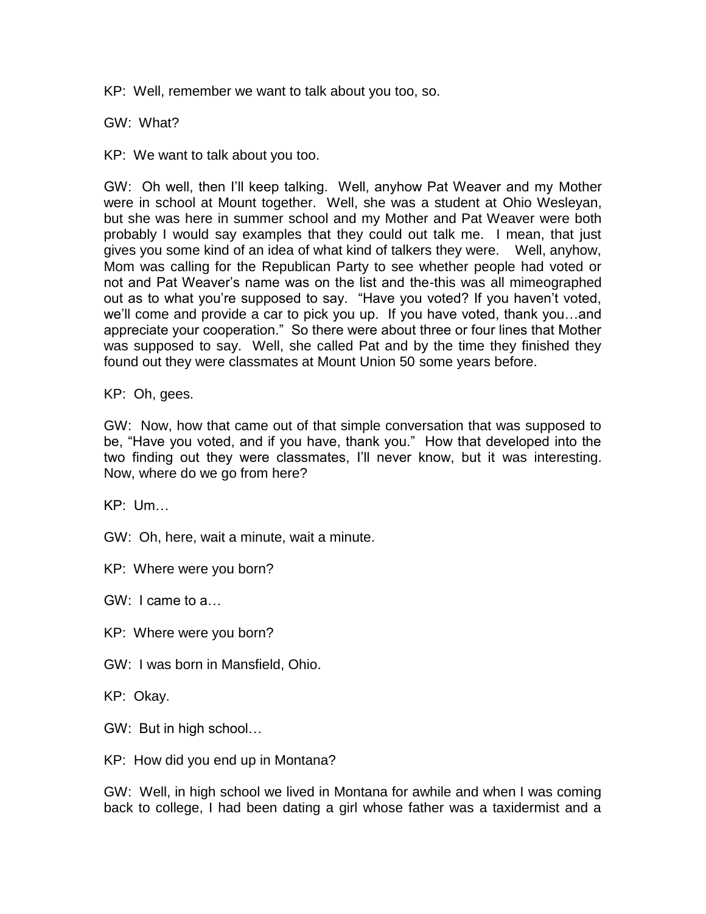KP: Well, remember we want to talk about you too, so.

GW: What?

KP: We want to talk about you too.

GW: Oh well, then I'll keep talking. Well, anyhow Pat Weaver and my Mother were in school at Mount together. Well, she was a student at Ohio Wesleyan, but she was here in summer school and my Mother and Pat Weaver were both probably I would say examples that they could out talk me. I mean, that just gives you some kind of an idea of what kind of talkers they were. Well, anyhow, Mom was calling for the Republican Party to see whether people had voted or not and Pat Weaver's name was on the list and the-this was all mimeographed out as to what you're supposed to say. "Have you voted? If you haven't voted, we'll come and provide a car to pick you up. If you have voted, thank you…and appreciate your cooperation." So there were about three or four lines that Mother was supposed to say. Well, she called Pat and by the time they finished they found out they were classmates at Mount Union 50 some years before.

KP: Oh, gees.

GW: Now, how that came out of that simple conversation that was supposed to be, "Have you voted, and if you have, thank you." How that developed into the two finding out they were classmates, I'll never know, but it was interesting. Now, where do we go from here?

KP: Um…

GW: Oh, here, wait a minute, wait a minute.

KP: Where were you born?

GW: I came to a…

KP: Where were you born?

GW: I was born in Mansfield, Ohio.

KP: Okay.

GW: But in high school…

KP: How did you end up in Montana?

GW: Well, in high school we lived in Montana for awhile and when I was coming back to college, I had been dating a girl whose father was a taxidermist and a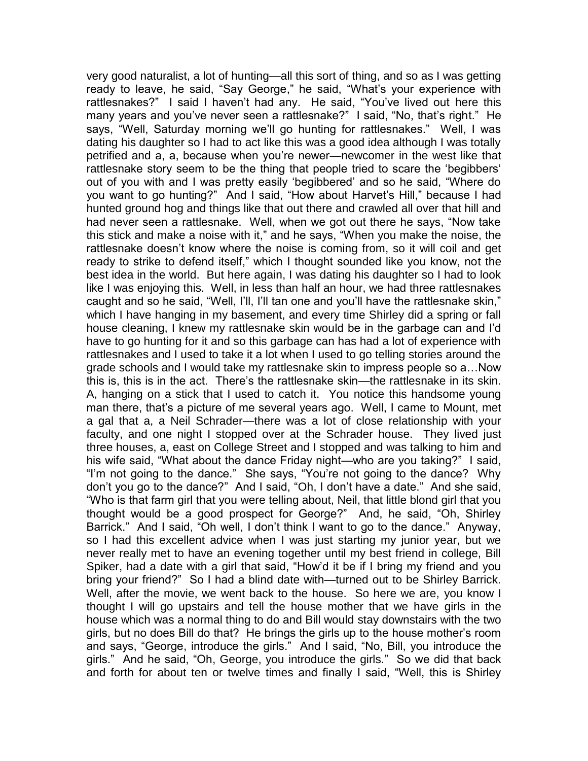very good naturalist, a lot of hunting—all this sort of thing, and so as I was getting ready to leave, he said, "Say George," he said, "What's your experience with rattlesnakes?" I said I haven't had any. He said, "You've lived out here this many years and you've never seen a rattlesnake?" I said, "No, that's right." He says, "Well, Saturday morning we'll go hunting for rattlesnakes." Well, I was dating his daughter so I had to act like this was a good idea although I was totally petrified and a, a, because when you're newer—newcomer in the west like that rattlesnake story seem to be the thing that people tried to scare the 'begibbers' out of you with and I was pretty easily 'begibbered' and so he said, "Where do you want to go hunting?" And I said, "How about Harvet's Hill," because I had hunted ground hog and things like that out there and crawled all over that hill and had never seen a rattlesnake. Well, when we got out there he says, "Now take this stick and make a noise with it," and he says, "When you make the noise, the rattlesnake doesn't know where the noise is coming from, so it will coil and get ready to strike to defend itself," which I thought sounded like you know, not the best idea in the world. But here again, I was dating his daughter so I had to look like I was enjoying this. Well, in less than half an hour, we had three rattlesnakes caught and so he said, "Well, I'll, I'll tan one and you'll have the rattlesnake skin," which I have hanging in my basement, and every time Shirley did a spring or fall house cleaning, I knew my rattlesnake skin would be in the garbage can and I'd have to go hunting for it and so this garbage can has had a lot of experience with rattlesnakes and I used to take it a lot when I used to go telling stories around the grade schools and I would take my rattlesnake skin to impress people so a…Now this is, this is in the act. There's the rattlesnake skin—the rattlesnake in its skin. A, hanging on a stick that I used to catch it. You notice this handsome young man there, that's a picture of me several years ago. Well, I came to Mount, met a gal that a, a Neil Schrader—there was a lot of close relationship with your faculty, and one night I stopped over at the Schrader house. They lived just three houses, a, east on College Street and I stopped and was talking to him and his wife said, "What about the dance Friday night—who are you taking?" I said, "I'm not going to the dance." She says, "You're not going to the dance? Why don't you go to the dance?" And I said, "Oh, I don't have a date." And she said, "Who is that farm girl that you were telling about, Neil, that little blond girl that you thought would be a good prospect for George?" And, he said, "Oh, Shirley Barrick." And I said, "Oh well, I don't think I want to go to the dance." Anyway, so I had this excellent advice when I was just starting my junior year, but we never really met to have an evening together until my best friend in college, Bill Spiker, had a date with a girl that said, "How'd it be if I bring my friend and you bring your friend?" So I had a blind date with—turned out to be Shirley Barrick. Well, after the movie, we went back to the house. So here we are, you know I thought I will go upstairs and tell the house mother that we have girls in the house which was a normal thing to do and Bill would stay downstairs with the two girls, but no does Bill do that? He brings the girls up to the house mother's room and says, "George, introduce the girls." And I said, "No, Bill, you introduce the girls." And he said, "Oh, George, you introduce the girls." So we did that back and forth for about ten or twelve times and finally I said, "Well, this is Shirley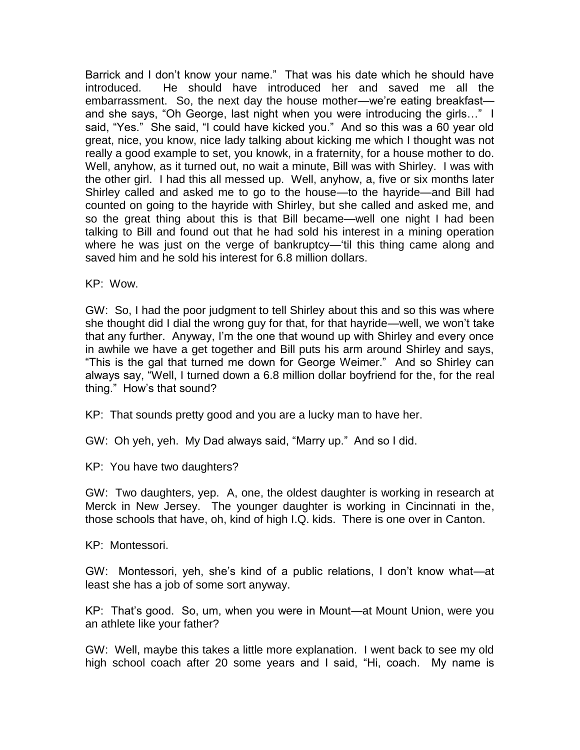Barrick and I don't know your name." That was his date which he should have introduced. He should have introduced her and saved me all the embarrassment. So, the next day the house mother—we're eating breakfast—and she says, "Oh George, last night when you were introducing the girls…" I said, "Yes." She said, "I could have kicked you." And so this was a 60 year old great, nice, you know, nice lady talking about kicking me which I thought was not really a good example to set, you knowk, in a fraternity, for a house mother to do. Well, anyhow, as it turned out, no wait a minute, Bill was with Shirley. I was with the other girl. I had this all messed up. Well, anyhow, a, five or six months later Shirley called and asked me to go to the house—to the hayride—and Bill had counted on going to the hayride with Shirley, but she called and asked me, and so the great thing about this is that Bill became—well one night I had been talking to Bill and found out that he had sold his interest in a mining operation where he was just on the verge of bankruptcy—'til this thing came along and saved him and he sold his interest for 6.8 million dollars.

KP: Wow.

GW: So, I had the poor judgment to tell Shirley about this and so this was where she thought did I dial the wrong guy for that, for that hayride—well, we won't take that any further. Anyway, I'm the one that wound up with Shirley and every once in awhile we have a get together and Bill puts his arm around Shirley and says, "This is the gal that turned me down for George Weimer." And so Shirley can always say, "Well, I turned down a 6.8 million dollar boyfriend for the, for the real thing." How's that sound?

KP: That sounds pretty good and you are a lucky man to have her.

GW: Oh yeh, yeh. My Dad always said, "Marry up." And so I did.

KP: You have two daughters?

GW: Two daughters, yep. A, one, the oldest daughter is working in research at Merck in New Jersey. The younger daughter is working in Cincinnati in the, those schools that have, oh, kind of high I.Q. kids. There is one over in Canton.

KP: Montessori.

GW: Montessori, yeh, she's kind of a public relations, I don't know what—at least she has a job of some sort anyway.

KP: That's good. So, um, when you were in Mount—at Mount Union, were you an athlete like your father?

GW: Well, maybe this takes a little more explanation. I went back to see my old high school coach after 20 some years and I said, "Hi, coach. My name is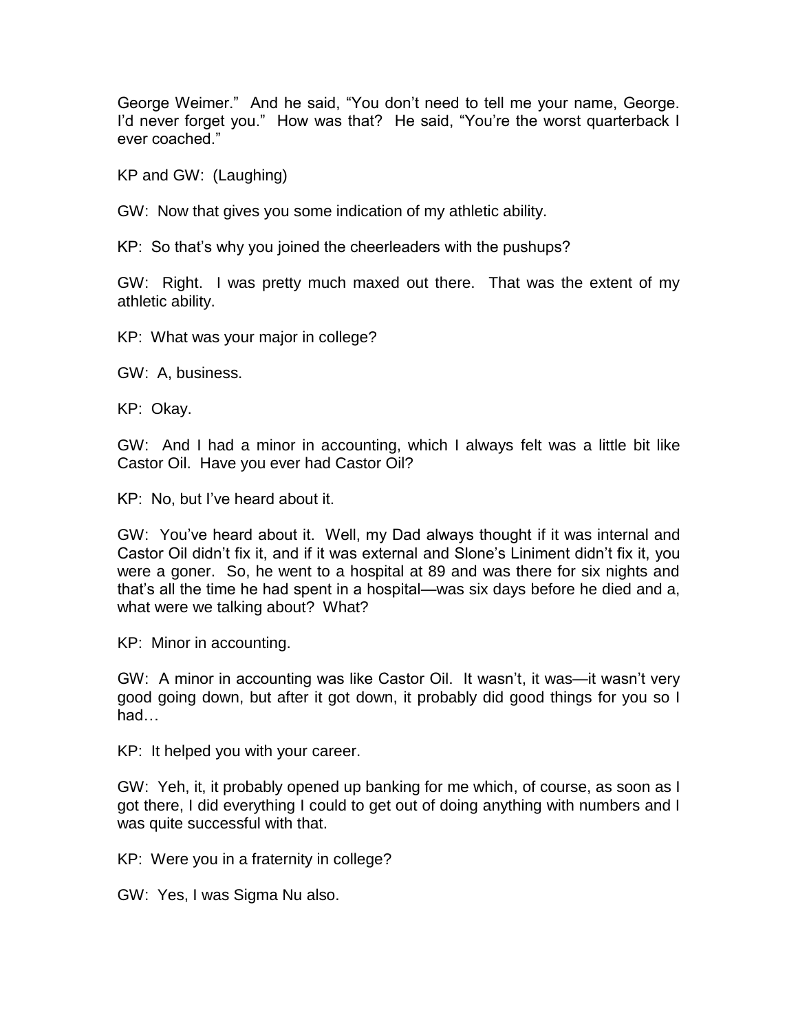George Weimer." And he said, "You don't need to tell me your name, George. I'd never forget you." How was that? He said, "You're the worst quarterback I ever coached."

KP and GW: (Laughing)

GW: Now that gives you some indication of my athletic ability.

KP: So that's why you joined the cheerleaders with the pushups?

GW: Right. I was pretty much maxed out there. That was the extent of my athletic ability.

KP: What was your major in college?

GW: A, business.

KP: Okay.

GW: And I had a minor in accounting, which I always felt was a little bit like Castor Oil. Have you ever had Castor Oil?

KP: No, but I've heard about it.

GW: You've heard about it. Well, my Dad always thought if it was internal and Castor Oil didn't fix it, and if it was external and Slone's Liniment didn't fix it, you were a goner. So, he went to a hospital at 89 and was there for six nights and that's all the time he had spent in a hospital—was six days before he died and a, what were we talking about? What?

KP: Minor in accounting.

GW: A minor in accounting was like Castor Oil. It wasn't, it was—it wasn't very good going down, but after it got down, it probably did good things for you so I had…

KP: It helped you with your career.

GW: Yeh, it, it probably opened up banking for me which, of course, as soon as I got there, I did everything I could to get out of doing anything with numbers and I was quite successful with that.

KP: Were you in a fraternity in college?

GW: Yes, I was Sigma Nu also.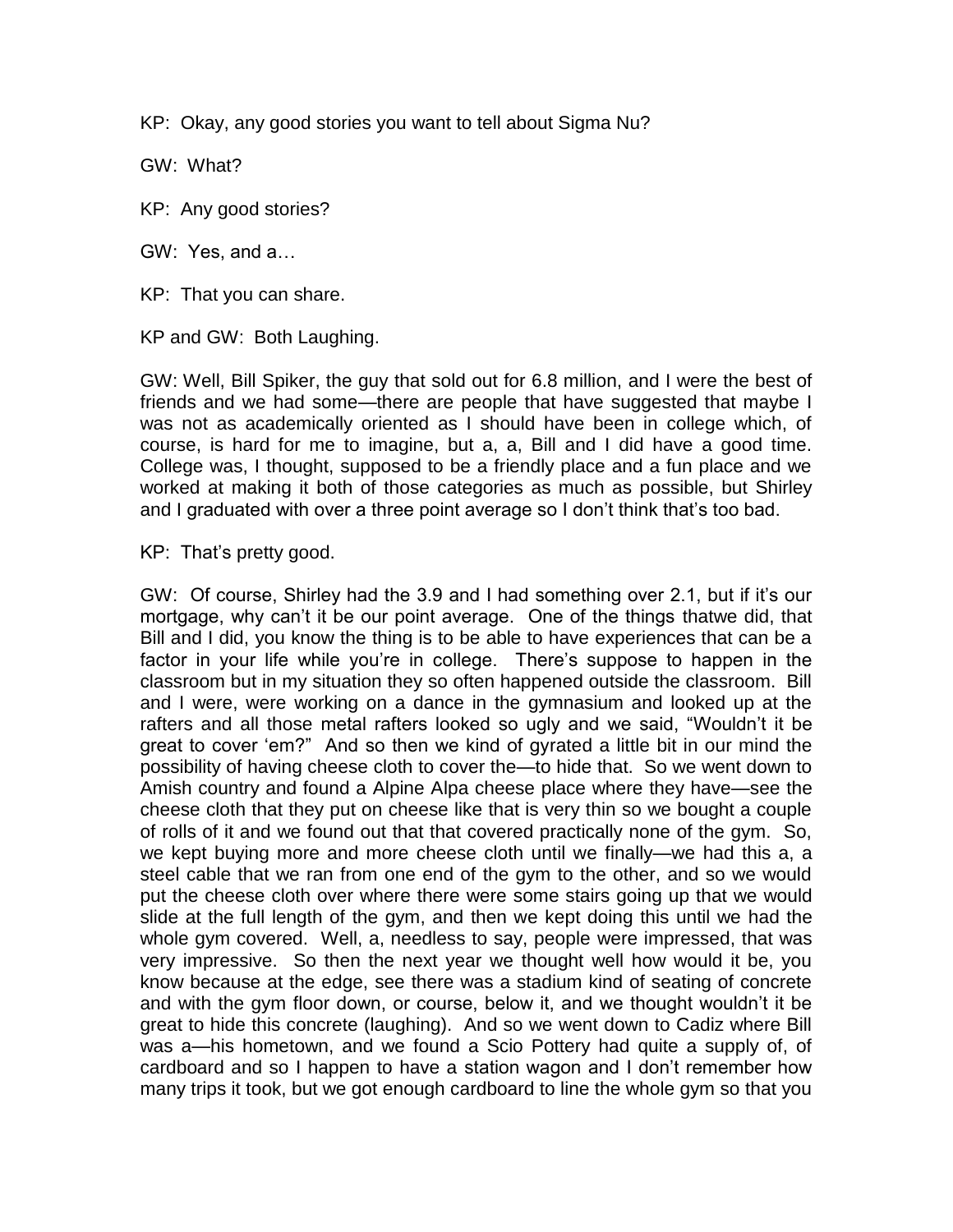KP: Okay, any good stories you want to tell about Sigma Nu?

GW: What?

KP: Any good stories?

GW: Yes, and a…

KP: That you can share.

KP and GW: Both Laughing.

GW: Well, Bill Spiker, the guy that sold out for 6.8 million, and I were the best of friends and we had some—there are people that have suggested that maybe I was not as academically oriented as I should have been in college which, of course, is hard for me to imagine, but a, a, Bill and I did have a good time. College was, I thought, supposed to be a friendly place and a fun place and we worked at making it both of those categories as much as possible, but Shirley and I graduated with over a three point average so I don't think that's too bad.

KP: That's pretty good.

GW: Of course, Shirley had the 3.9 and I had something over 2.1, but if it's our mortgage, why can't it be our point average. One of the things thatwe did, that Bill and I did, you know the thing is to be able to have experiences that can be a factor in your life while you're in college. There's suppose to happen in the classroom but in my situation they so often happened outside the classroom. Bill and I were, were working on a dance in the gymnasium and looked up at the rafters and all those metal rafters looked so ugly and we said, "Wouldn't it be great to cover 'em?" And so then we kind of gyrated a little bit in our mind the possibility of having cheese cloth to cover the—to hide that. So we went down to Amish country and found a Alpine Alpa cheese place where they have—see the cheese cloth that they put on cheese like that is very thin so we bought a couple of rolls of it and we found out that that covered practically none of the gym. So, we kept buying more and more cheese cloth until we finally—we had this a, a steel cable that we ran from one end of the gym to the other, and so we would put the cheese cloth over where there were some stairs going up that we would slide at the full length of the gym, and then we kept doing this until we had the whole gym covered. Well, a, needless to say, people were impressed, that was very impressive. So then the next year we thought well how would it be, you know because at the edge, see there was a stadium kind of seating of concrete and with the gym floor down, or course, below it, and we thought wouldn't it be great to hide this concrete (laughing). And so we went down to Cadiz where Bill was a—his hometown, and we found a Scio Pottery had quite a supply of, of cardboard and so I happen to have a station wagon and I don't remember how many trips it took, but we got enough cardboard to line the whole gym so that you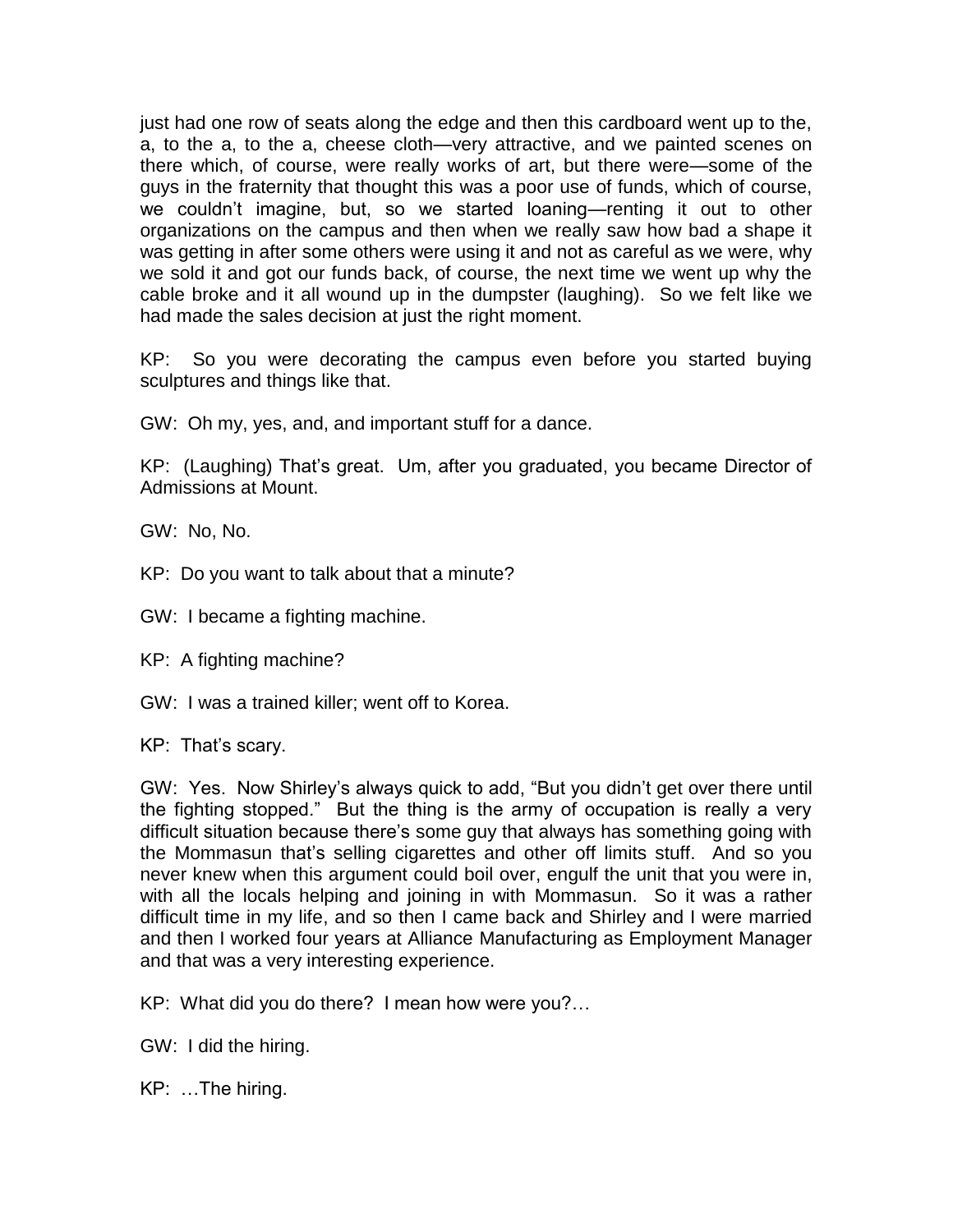just had one row of seats along the edge and then this cardboard went up to the, a, to the a, to the a, cheese cloth—very attractive, and we painted scenes on there which, of course, were really works of art, but there were—some of the guys in the fraternity that thought this was a poor use of funds, which of course, we couldn't imagine, but, so we started loaning—renting it out to other organizations on the campus and then when we really saw how bad a shape it was getting in after some others were using it and not as careful as we were, why we sold it and got our funds back, of course, the next time we went up why the cable broke and it all wound up in the dumpster (laughing). So we felt like we had made the sales decision at just the right moment.

KP: So you were decorating the campus even before you started buying sculptures and things like that.

GW: Oh my, yes, and, and important stuff for a dance.

KP: (Laughing) That's great. Um, after you graduated, you became Director of Admissions at Mount.

GW: No, No.

KP: Do you want to talk about that a minute?

GW: I became a fighting machine.

KP: A fighting machine?

GW: I was a trained killer; went off to Korea.

KP: That's scary.

GW: Yes. Now Shirley's always quick to add, "But you didn't get over there until the fighting stopped." But the thing is the army of occupation is really a very difficult situation because there's some guy that always has something going with the Mommasun that's selling cigarettes and other off limits stuff. And so you never knew when this argument could boil over, engulf the unit that you were in, with all the locals helping and joining in with Mommasun. So it was a rather difficult time in my life, and so then I came back and Shirley and I were married and then I worked four years at Alliance Manufacturing as Employment Manager and that was a very interesting experience.

KP: What did you do there? I mean how were you?…

GW: I did the hiring.

KP: …The hiring.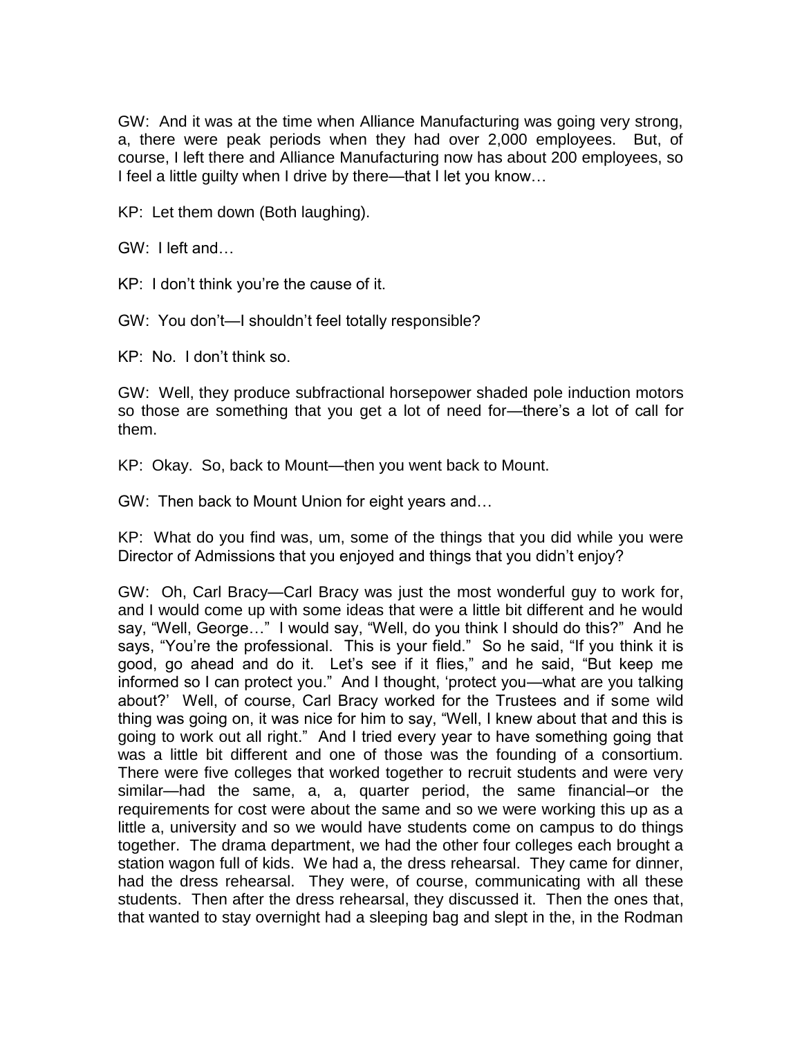GW: And it was at the time when Alliance Manufacturing was going very strong, a, there were peak periods when they had over 2,000 employees. But, of course, I left there and Alliance Manufacturing now has about 200 employees, so I feel a little guilty when I drive by there—that I let you know…

KP: Let them down (Both laughing).

GW: I left and…

KP: I don't think you're the cause of it.

GW: You don't—I shouldn't feel totally responsible?

KP: No. I don't think so.

GW: Well, they produce subfractional horsepower shaded pole induction motors so those are something that you get a lot of need for—there's a lot of call for them.

KP: Okay. So, back to Mount—then you went back to Mount.

GW: Then back to Mount Union for eight years and…

KP: What do you find was, um, some of the things that you did while you were Director of Admissions that you enjoyed and things that you didn't enjoy?

GW: Oh, Carl Bracy—Carl Bracy was just the most wonderful guy to work for, and I would come up with some ideas that were a little bit different and he would say, "Well, George…" I would say, "Well, do you think I should do this?" And he says, "You're the professional. This is your field." So he said, "If you think it is good, go ahead and do it. Let's see if it flies," and he said, "But keep me informed so I can protect you." And I thought, 'protect you—what are you talking about?' Well, of course, Carl Bracy worked for the Trustees and if some wild thing was going on, it was nice for him to say, "Well, I knew about that and this is going to work out all right." And I tried every year to have something going that was a little bit different and one of those was the founding of a consortium. There were five colleges that worked together to recruit students and were very similar—had the same, a, a, quarter period, the same financial–or the requirements for cost were about the same and so we were working this up as a little a, university and so we would have students come on campus to do things together. The drama department, we had the other four colleges each brought a station wagon full of kids. We had a, the dress rehearsal. They came for dinner, had the dress rehearsal. They were, of course, communicating with all these students. Then after the dress rehearsal, they discussed it. Then the ones that, that wanted to stay overnight had a sleeping bag and slept in the, in the Rodman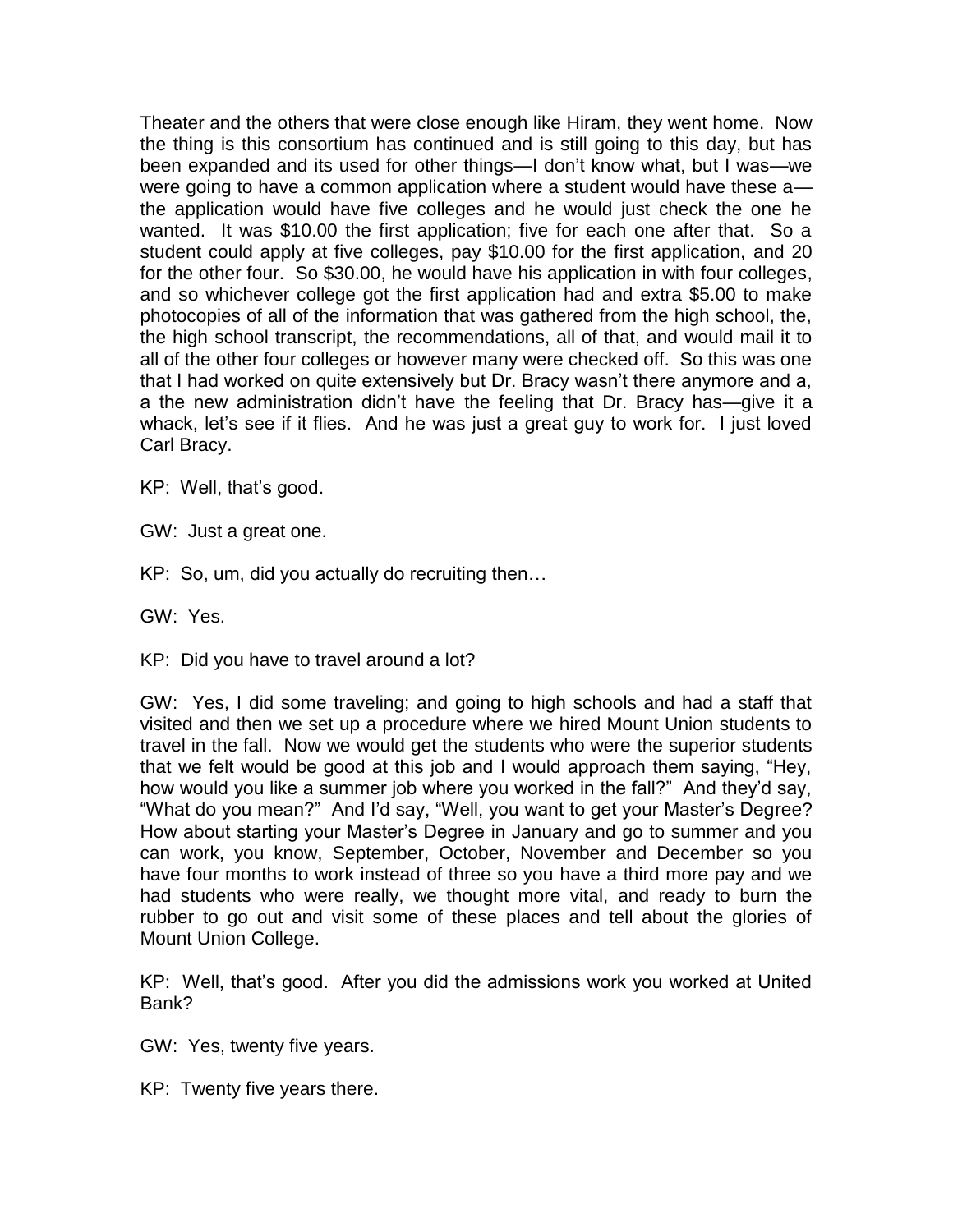Theater and the others that were close enough like Hiram, they went home. Now the thing is this consortium has continued and is still going to this day, but has been expanded and its used for other things—I don't know what, but I was—we were going to have a common application where a student would have these a—the application would have five colleges and he would just check the one he wanted. It was $10.00 the first application; five for each one after that. So a student could apply at five colleges, pay $10.00 for the first application, and 20 for the other four. So $30.00, he would have his application in with four colleges, and so whichever college got the first application had and extra $5.00 to make photocopies of all of the information that was gathered from the high school, the, the high school transcript, the recommendations, all of that, and would mail it to all of the other four colleges or however many were checked off. So this was one that I had worked on quite extensively but Dr. Bracy wasn't there anymore and a, a the new administration didn't have the feeling that Dr. Bracy has—give it a whack, let's see if it flies. And he was just a great guy to work for. I just loved Carl Bracy.

KP: Well, that's good.

GW: Just a great one.

KP: So, um, did you actually do recruiting then…

GW: Yes.

KP: Did you have to travel around a lot?

GW: Yes, I did some traveling; and going to high schools and had a staff that visited and then we set up a procedure where we hired Mount Union students to travel in the fall. Now we would get the students who were the superior students that we felt would be good at this job and I would approach them saying, "Hey, how would you like a summer job where you worked in the fall?" And they'd say, "What do you mean?" And I'd say, "Well, you want to get your Master's Degree? How about starting your Master's Degree in January and go to summer and you can work, you know, September, October, November and December so you have four months to work instead of three so you have a third more pay and we had students who were really, we thought more vital, and ready to burn the rubber to go out and visit some of these places and tell about the glories of Mount Union College.

KP: Well, that's good. After you did the admissions work you worked at United Bank?

GW: Yes, twenty five years.

KP: Twenty five years there.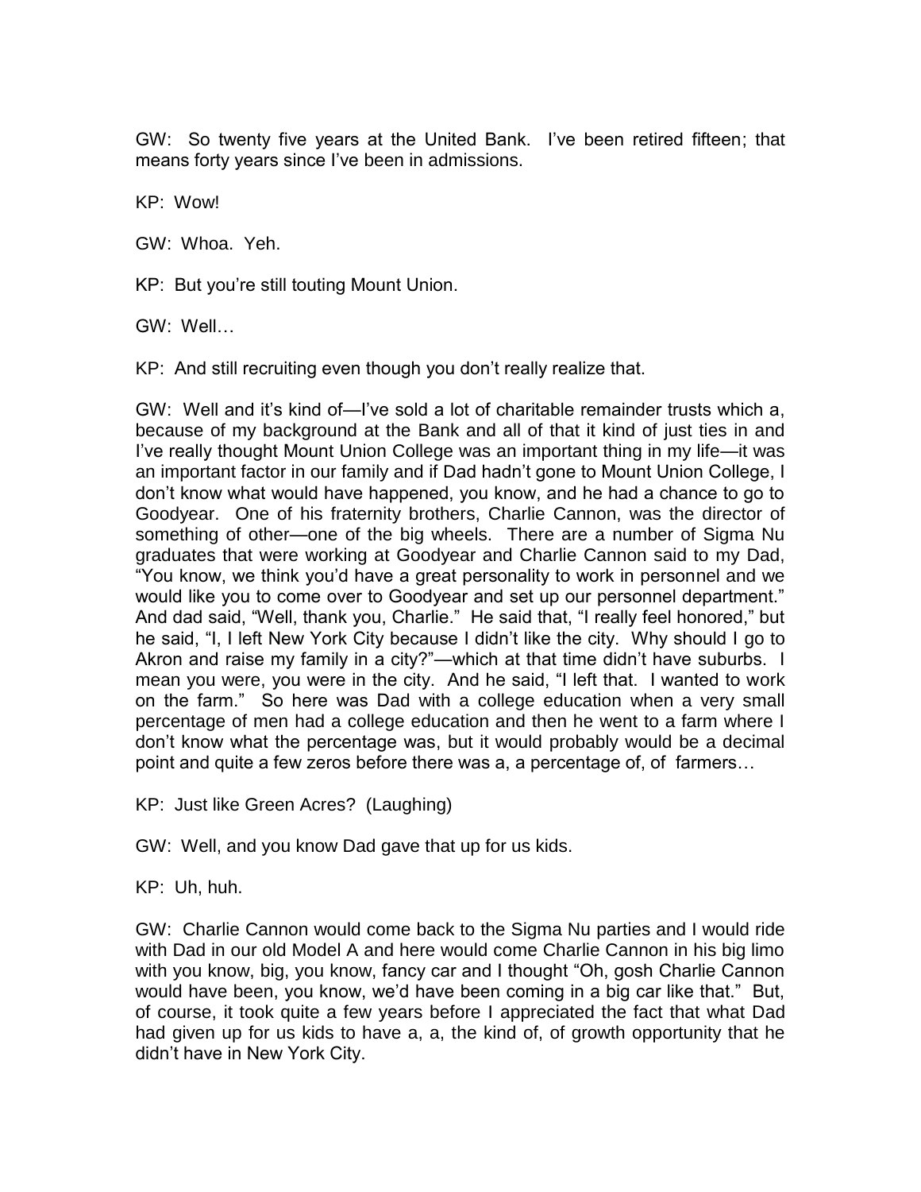GW: So twenty five years at the United Bank. I've been retired fifteen; that means forty years since I've been in admissions.

KP: Wow!

GW: Whoa. Yeh.

KP: But you're still touting Mount Union.

GW: Well…

KP: And still recruiting even though you don't really realize that.

GW: Well and it's kind of—I've sold a lot of charitable remainder trusts which a, because of my background at the Bank and all of that it kind of just ties in and I've really thought Mount Union College was an important thing in my life—it was an important factor in our family and if Dad hadn't gone to Mount Union College, I don't know what would have happened, you know, and he had a chance to go to Goodyear. One of his fraternity brothers, Charlie Cannon, was the director of something of other—one of the big wheels. There are a number of Sigma Nu graduates that were working at Goodyear and Charlie Cannon said to my Dad, "You know, we think you'd have a great personality to work in personnel and we would like you to come over to Goodyear and set up our personnel department." And dad said, "Well, thank you, Charlie." He said that, "I really feel honored," but he said, "I, I left New York City because I didn't like the city. Why should I go to Akron and raise my family in a city?"—which at that time didn't have suburbs. I mean you were, you were in the city. And he said, "I left that. I wanted to work on the farm." So here was Dad with a college education when a very small percentage of men had a college education and then he went to a farm where I don't know what the percentage was, but it would probably would be a decimal point and quite a few zeros before there was a, a percentage of, of farmers…

KP: Just like Green Acres? (Laughing)

GW: Well, and you know Dad gave that up for us kids.

KP: Uh, huh.

GW: Charlie Cannon would come back to the Sigma Nu parties and I would ride with Dad in our old Model A and here would come Charlie Cannon in his big limo with you know, big, you know, fancy car and I thought "Oh, gosh Charlie Cannon would have been, you know, we'd have been coming in a big car like that." But, of course, it took quite a few years before I appreciated the fact that what Dad had given up for us kids to have a, a, the kind of, of growth opportunity that he didn't have in New York City.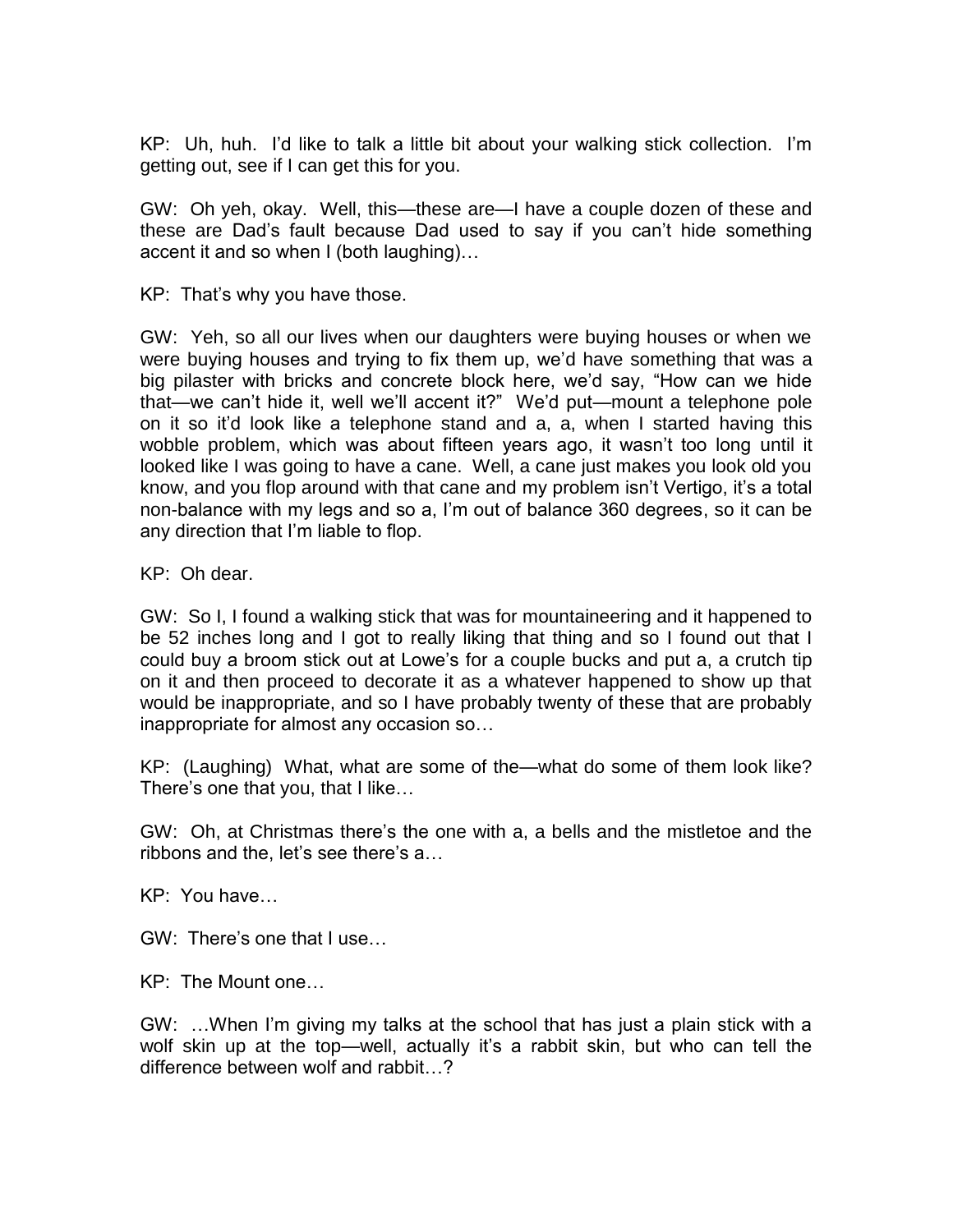KP: Uh, huh. I'd like to talk a little bit about your walking stick collection. I'm getting out, see if I can get this for you.

GW: Oh yeh, okay. Well, this—these are—I have a couple dozen of these and these are Dad's fault because Dad used to say if you can't hide something accent it and so when I (both laughing)…

KP: That's why you have those.

GW: Yeh, so all our lives when our daughters were buying houses or when we were buying houses and trying to fix them up, we'd have something that was a big pilaster with bricks and concrete block here, we'd say, "How can we hide that—we can't hide it, well we'll accent it?" We'd put—mount a telephone pole on it so it'd look like a telephone stand and a, a, when I started having this wobble problem, which was about fifteen years ago, it wasn't too long until it looked like I was going to have a cane. Well, a cane just makes you look old you know, and you flop around with that cane and my problem isn't Vertigo, it's a total non-balance with my legs and so a, I'm out of balance 360 degrees, so it can be any direction that I'm liable to flop.

KP: Oh dear.

GW: So I, I found a walking stick that was for mountaineering and it happened to be 52 inches long and I got to really liking that thing and so I found out that I could buy a broom stick out at Lowe's for a couple bucks and put a, a crutch tip on it and then proceed to decorate it as a whatever happened to show up that would be inappropriate, and so I have probably twenty of these that are probably inappropriate for almost any occasion so…

KP: (Laughing) What, what are some of the—what do some of them look like? There's one that you, that I like…

GW: Oh, at Christmas there's the one with a, a bells and the mistletoe and the ribbons and the, let's see there's a…

KP: You have…

GW: There's one that I use…

KP: The Mount one…

GW: …When I'm giving my talks at the school that has just a plain stick with a wolf skin up at the top—well, actually it's a rabbit skin, but who can tell the difference between wolf and rabbit…?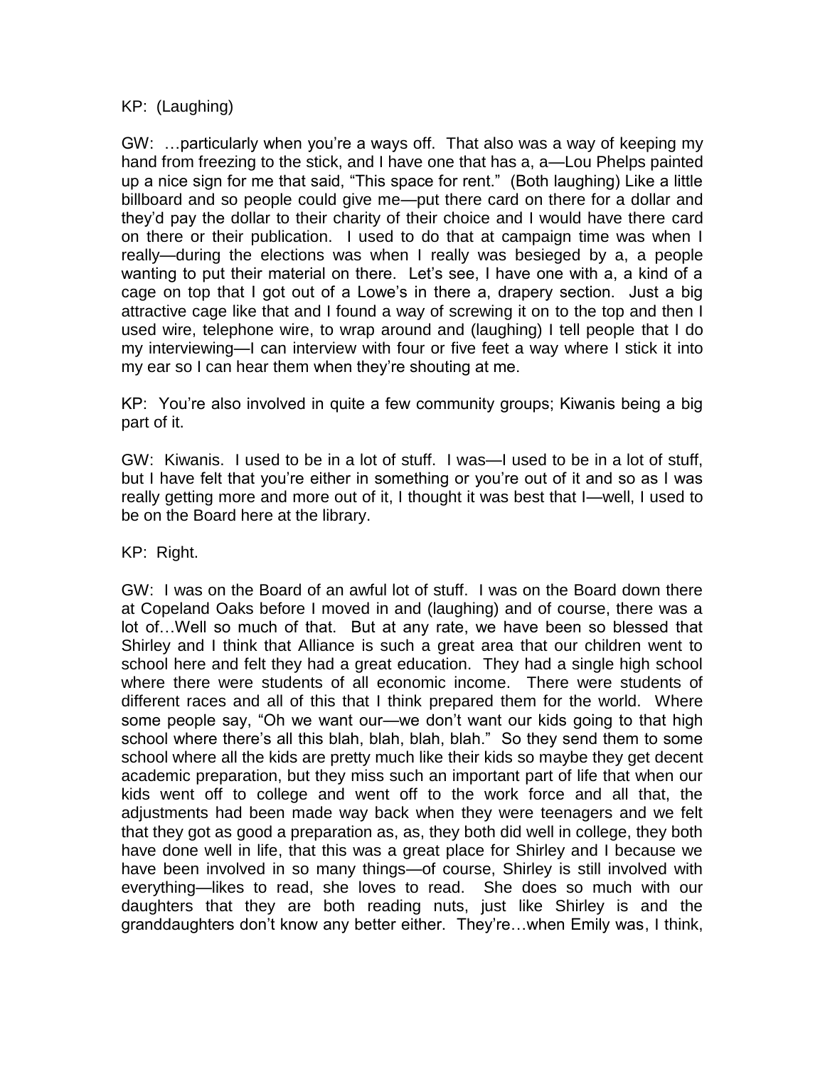KP: (Laughing)

GW: …particularly when you're a ways off. That also was a way of keeping my hand from freezing to the stick, and I have one that has a, a—Lou Phelps painted up a nice sign for me that said, "This space for rent." (Both laughing) Like a little billboard and so people could give me—put there card on there for a dollar and they'd pay the dollar to their charity of their choice and I would have there card on there or their publication. I used to do that at campaign time was when I really—during the elections was when I really was besieged by a, a people wanting to put their material on there. Let's see, I have one with a, a kind of a cage on top that I got out of a Lowe's in there a, drapery section. Just a big attractive cage like that and I found a way of screwing it on to the top and then I used wire, telephone wire, to wrap around and (laughing) I tell people that I do my interviewing—I can interview with four or five feet a way where I stick it into my ear so I can hear them when they're shouting at me.

KP: You're also involved in quite a few community groups; Kiwanis being a big part of it.

GW: Kiwanis. I used to be in a lot of stuff. I was—I used to be in a lot of stuff, but I have felt that you're either in something or you're out of it and so as I was really getting more and more out of it, I thought it was best that I—well, I used to be on the Board here at the library.

KP: Right.

GW: I was on the Board of an awful lot of stuff. I was on the Board down there at Copeland Oaks before I moved in and (laughing) and of course, there was a lot of…Well so much of that. But at any rate, we have been so blessed that Shirley and I think that Alliance is such a great area that our children went to school here and felt they had a great education. They had a single high school where there were students of all economic income. There were students of different races and all of this that I think prepared them for the world. Where some people say, "Oh we want our—we don't want our kids going to that high school where there's all this blah, blah, blah, blah." So they send them to some school where all the kids are pretty much like their kids so maybe they get decent academic preparation, but they miss such an important part of life that when our kids went off to college and went off to the work force and all that, the adjustments had been made way back when they were teenagers and we felt that they got as good a preparation as, as, they both did well in college, they both have done well in life, that this was a great place for Shirley and I because we have been involved in so many things—of course, Shirley is still involved with everything—likes to read, she loves to read. She does so much with our daughters that they are both reading nuts, just like Shirley is and the granddaughters don't know any better either. They're…when Emily was, I think,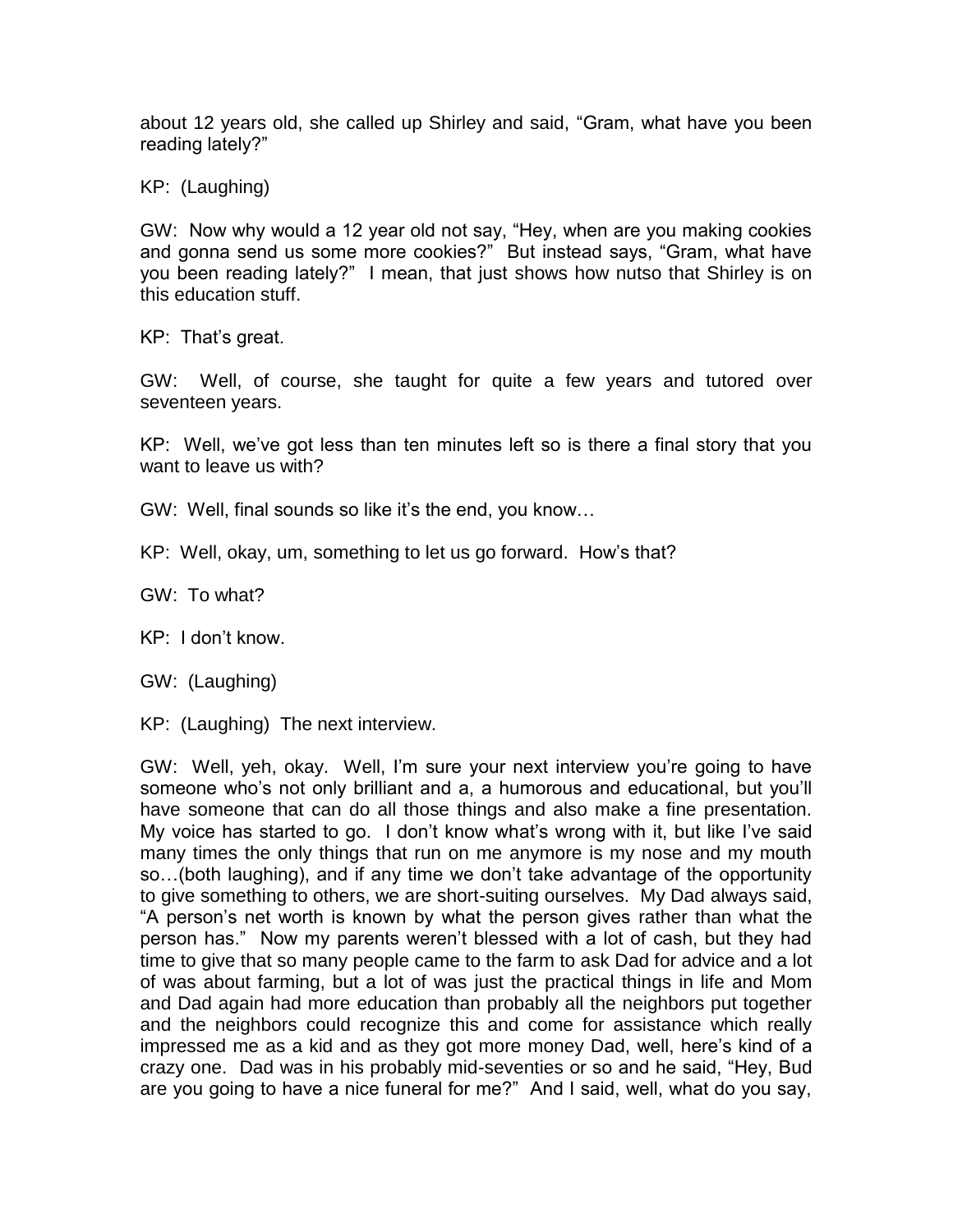about 12 years old, she called up Shirley and said, "Gram, what have you been reading lately?"

KP: (Laughing)

GW: Now why would a 12 year old not say, "Hey, when are you making cookies and gonna send us some more cookies?" But instead says, "Gram, what have you been reading lately?" I mean, that just shows how nutso that Shirley is on this education stuff.

KP: That's great.

GW: Well, of course, she taught for quite a few years and tutored over seventeen years.

KP: Well, we've got less than ten minutes left so is there a final story that you want to leave us with?

GW: Well, final sounds so like it's the end, you know…

KP: Well, okay, um, something to let us go forward. How's that?

GW: To what?

KP: I don't know.

GW: (Laughing)

KP: (Laughing) The next interview.

GW: Well, yeh, okay. Well, I'm sure your next interview you're going to have someone who's not only brilliant and a, a humorous and educational, but you'll have someone that can do all those things and also make a fine presentation. My voice has started to go. I don't know what's wrong with it, but like I've said many times the only things that run on me anymore is my nose and my mouth so…(both laughing), and if any time we don't take advantage of the opportunity to give something to others, we are short-suiting ourselves. My Dad always said, "A person's net worth is known by what the person gives rather than what the person has." Now my parents weren't blessed with a lot of cash, but they had time to give that so many people came to the farm to ask Dad for advice and a lot of was about farming, but a lot of was just the practical things in life and Mom and Dad again had more education than probably all the neighbors put together and the neighbors could recognize this and come for assistance which really impressed me as a kid and as they got more money Dad, well, here's kind of a crazy one. Dad was in his probably mid-seventies or so and he said, "Hey, Bud are you going to have a nice funeral for me?" And I said, well, what do you say,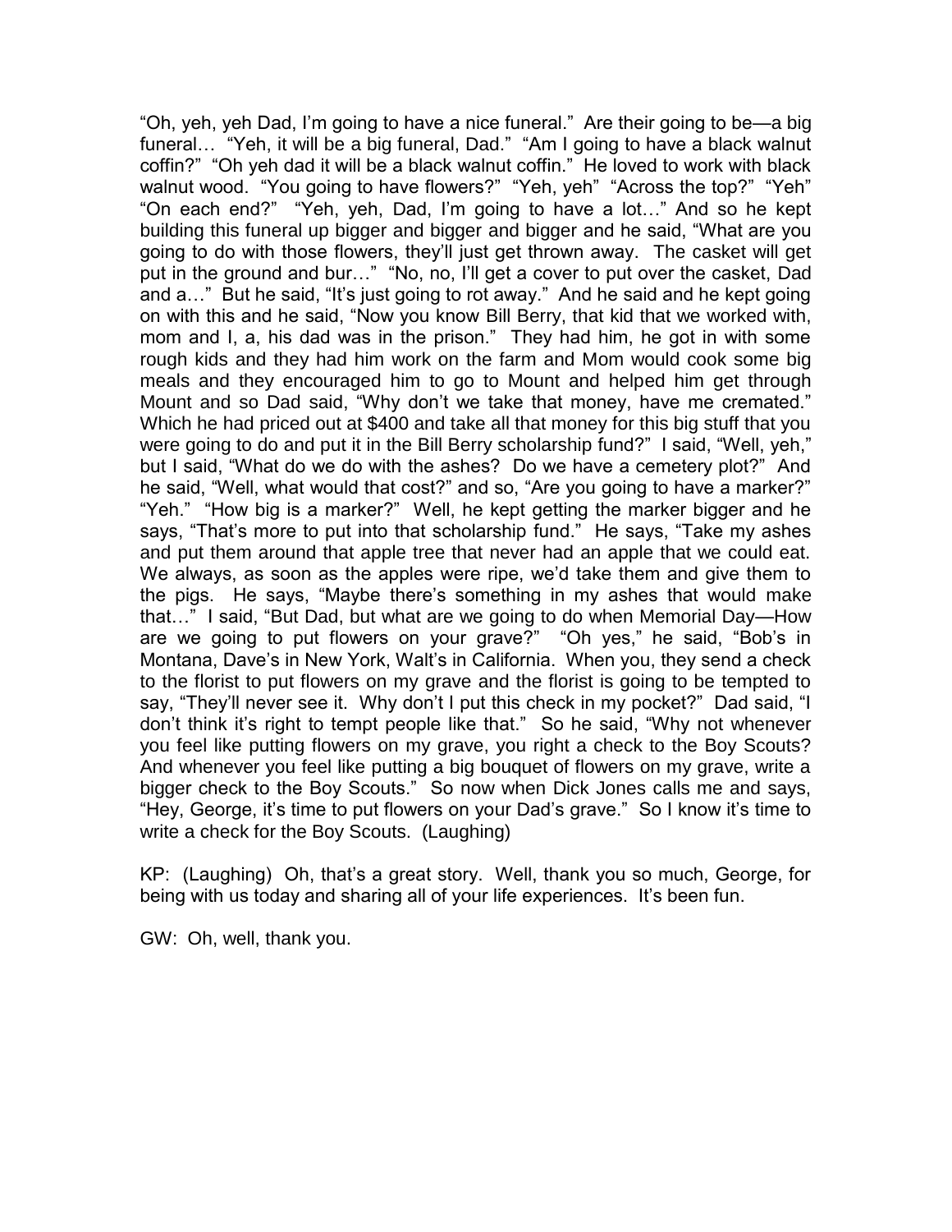"Oh, yeh, yeh Dad, I'm going to have a nice funeral." Are their going to be—a big funeral… "Yeh, it will be a big funeral, Dad." "Am I going to have a black walnut coffin?" "Oh yeh dad it will be a black walnut coffin." He loved to work with black walnut wood. "You going to have flowers?" "Yeh, yeh" "Across the top?" "Yeh" "On each end?" "Yeh, yeh, Dad, I'm going to have a lot…" And so he kept building this funeral up bigger and bigger and bigger and he said, "What are you going to do with those flowers, they'll just get thrown away. The casket will get put in the ground and bur…" "No, no, I'll get a cover to put over the casket, Dad and a…" But he said, "It's just going to rot away." And he said and he kept going on with this and he said, "Now you know Bill Berry, that kid that we worked with, mom and I, a, his dad was in the prison." They had him, he got in with some rough kids and they had him work on the farm and Mom would cook some big meals and they encouraged him to go to Mount and helped him get through Mount and so Dad said, "Why don't we take that money, have me cremated." Which he had priced out at $400 and take all that money for this big stuff that you were going to do and put it in the Bill Berry scholarship fund?" I said, "Well, yeh," but I said, "What do we do with the ashes? Do we have a cemetery plot?" And he said, "Well, what would that cost?" and so, "Are you going to have a marker?" "Yeh." "How big is a marker?" Well, he kept getting the marker bigger and he says, "That's more to put into that scholarship fund." He says, "Take my ashes and put them around that apple tree that never had an apple that we could eat. We always, as soon as the apples were ripe, we'd take them and give them to the pigs. He says, "Maybe there's something in my ashes that would make that…" I said, "But Dad, but what are we going to do when Memorial Day—How are we going to put flowers on your grave?" "Oh yes," he said, "Bob's in Montana, Dave's in New York, Walt's in California. When you, they send a check to the florist to put flowers on my grave and the florist is going to be tempted to say, "They'll never see it. Why don't I put this check in my pocket?" Dad said, "I don't think it's right to tempt people like that." So he said, "Why not whenever you feel like putting flowers on my grave, you right a check to the Boy Scouts? And whenever you feel like putting a big bouquet of flowers on my grave, write a bigger check to the Boy Scouts." So now when Dick Jones calls me and says, "Hey, George, it's time to put flowers on your Dad's grave." So I know it's time to write a check for the Boy Scouts. (Laughing)

KP: (Laughing) Oh, that's a great story. Well, thank you so much, George, for being with us today and sharing all of your life experiences. It's been fun.

GW: Oh, well, thank you.